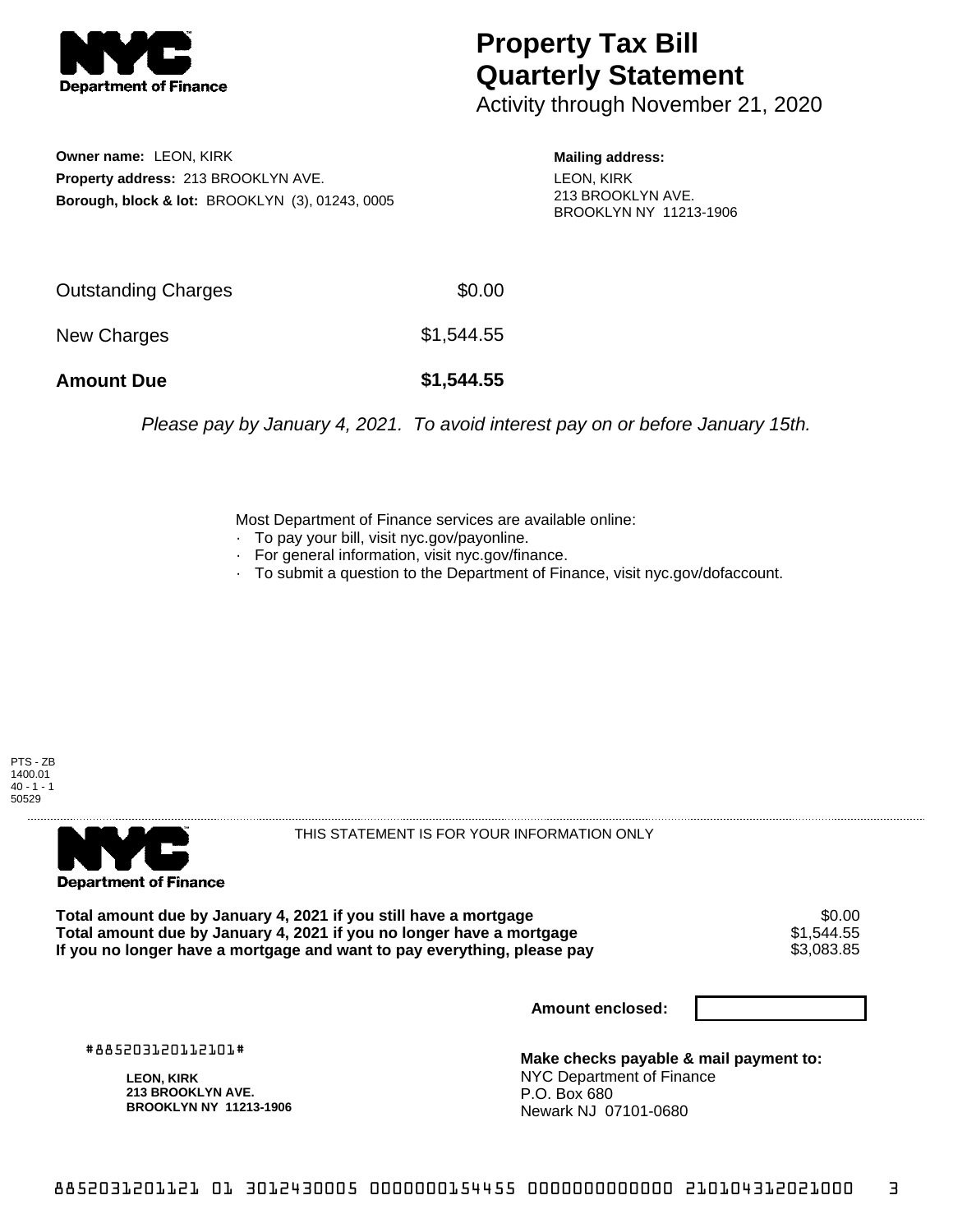NYC Department of Finance

# Property Tax Bill Quarterly Statement

Activity through November 21, 2020

**Owner name:** LEON, KIRK
**Property address:** 213 BROOKLYN AVE.
**Borough, block & lot:** BROOKLYN (3), 01243, 0005

**Mailing address:**
LEON, KIRK
213 BROOKLYN AVE.
BROOKLYN NY 11213-1906

| | |
|---|---|
| Outstanding Charges | $0.00 |
| New Charges | $1,544.55 |
| **Amount Due** | **$1,544.55** |

*Please pay by January 4, 2021. To avoid interest pay on or before January 15th.*

Most Department of Finance services are available online:

- To pay your bill, visit nyc.gov/payonline.
- For general information, visit nyc.gov/finance.
- To submit a question to the Department of Finance, visit nyc.gov/dofaccount.

PTS - ZB
1400.01
40 - 1 - 1
50529

NYC Department of Finance

THIS STATEMENT IS FOR YOUR INFORMATION ONLY

| | |
|---|---|
| **Total amount due by January 4, 2021 if you still have a mortgage** | $0.00 |
| **Total amount due by January 4, 2021 if you no longer have a mortgage** | $1,544.55 |
| **If you no longer have a mortgage and want to pay everything, please pay** | $3,083.85 |

**Amount enclosed:**

#885203120112101#

**LEON, KIRK**
**213 BROOKLYN AVE.**
**BROOKLYN NY 11213-1906**

**Make checks payable & mail payment to:**
NYC Department of Finance
P.O. Box 680
Newark NJ 07101-0680

8852031201121 01 3012430005 0000000154455 0000000000000 210104312021000 3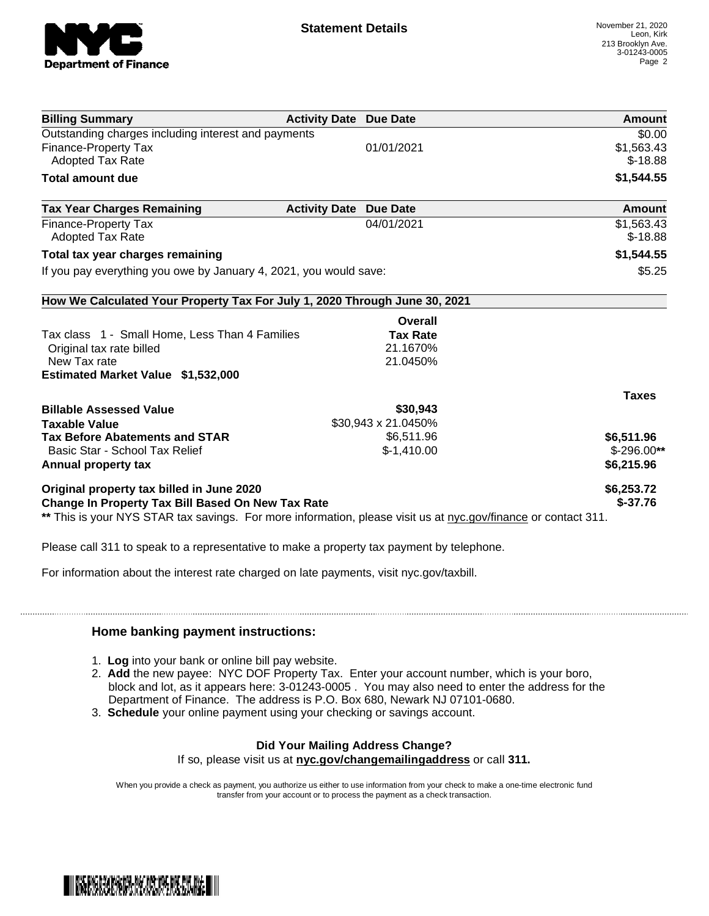**Statement Details**

November 21, 2020
Leon, Kirk
213 Brooklyn Ave.
3-01243-0005

| Billing Summary | Activity Date | Due Date | Amount |
|---|---|---|---|
| Outstanding charges including interest and payments | | | $0.00 |
| Finance-Property Tax | | 01/01/2021 | $1,563.43 |
| Adopted Tax Rate | | | $-18.88 |
| **Total amount due** | | | **$1,544.55** |

| Tax Year Charges Remaining | Activity Date | Due Date | Amount |
|---|---|---|---|
| Finance-Property Tax | | 04/01/2021 | $1,563.43 |
| Adopted Tax Rate | | | $-18.88 |
| **Total tax year charges remaining** | | | **$1,544.55** |
| If you pay everything you owe by January 4, 2021, you would save: | | | $5.25 |

**How We Calculated Your Property Tax For July 1, 2020 Through June 30, 2021**

| | Overall Tax Rate | |
|---|---|---|
| Tax class 1 - Small Home, Less Than 4 Families | | |
| Original tax rate billed | 21.1670% | |
| New Tax rate | 21.0450% | |
| **Estimated Market Value $1,532,000** | | |
| | | **Taxes** |
| **Billable Assessed Value** | **$30,943** | |
| **Taxable Value** | $30,943 x 21.0450% | |
| **Tax Before Abatements and STAR** | $6,511.96 | **$6,511.96** |
| Basic Star - School Tax Relief | $-1,410.00 | $-296.00** |
| **Annual property tax** | | **$6,215.96** |
| **Original property tax billed in June 2020** | | **$6,253.72** |
| **Change In Property Tax Bill Based On New Tax Rate** | | **$-37.76** |

** This is your NYS STAR tax savings. For more information, please visit us at nyc.gov/finance or contact 311.

Please call 311 to speak to a representative to make a property tax payment by telephone.

For information about the interest rate charged on late payments, visit nyc.gov/taxbill.

### Home banking payment instructions:

1. **Log** into your bank or online bill pay website.
2. **Add** the new payee: NYC DOF Property Tax. Enter your account number, which is your boro, block and lot, as it appears here: 3-01243-0005 . You may also need to enter the address for the Department of Finance. The address is P.O. Box 680, Newark NJ 07101-0680.
3. **Schedule** your online payment using your checking or savings account.

**Did Your Mailing Address Change?**
If so, please visit us at **nyc.gov/changemailingaddress** or call **311.**

When you provide a check as payment, you authorize us either to use information from your check to make a one-time electronic fund transfer from your account or to process the payment as a check transaction.